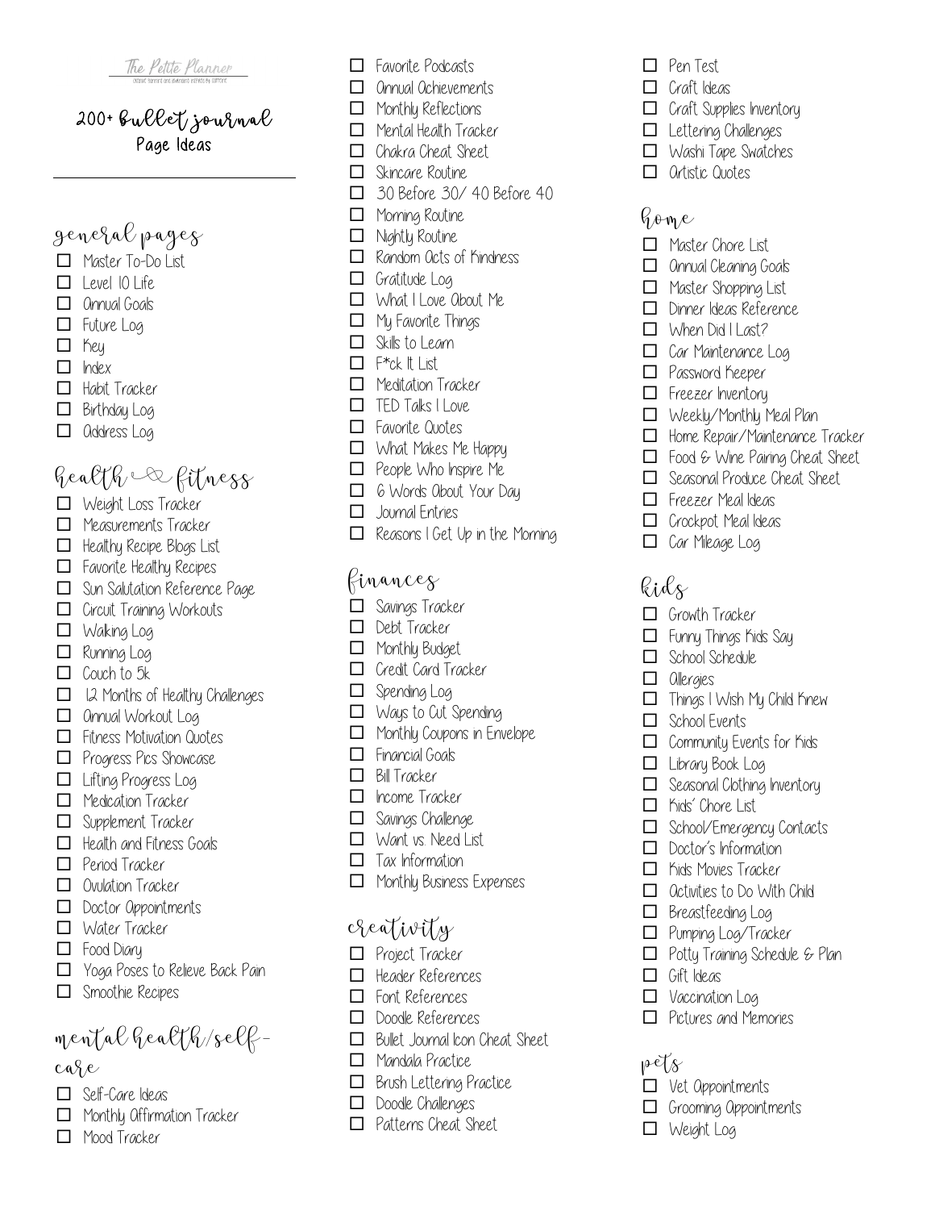The Petite Planner

# 200+ bullet journal
Page Ideas

## general pages

- [ ] Master To-Do List
- [ ] Level 10 Life
- [ ] Annual Goals
- [ ] Future Log
- [ ] Key
- [ ] Index
- [ ] Habit Tracker
- [ ] Birthday Log
- [ ] Address Log

## health & fitness

- [ ] Weight Loss Tracker
- [ ] Measurements Tracker
- [ ] Healthy Recipe Blogs List
- [ ] Favorite Healthy Recipes
- [ ] Sun Salutation Reference Page
- [ ] Circuit Training Workouts
- [ ] Walking Log
- [ ] Running Log
- [ ] Couch to 5k
- [ ] 12 Months of Healthy Challenges
- [ ] Annual Workout Log
- [ ] Fitness Motivation Quotes
- [ ] Progress Pics Showcase
- [ ] Lifting Progress Log
- [ ] Medication Tracker
- [ ] Supplement Tracker
- [ ] Health and Fitness Goals
- [ ] Period Tracker
- [ ] Ovulation Tracker
- [ ] Doctor Appointments
- [ ] Water Tracker
- [ ] Food Diary
- [ ] Yoga Poses to Relieve Back Pain
- [ ] Smoothie Recipes

## mental health/self-care

- [ ] Self-Care Ideas
- [ ] Monthly Affirmation Tracker
- [ ] Mood Tracker
- [ ] Favorite Podcasts
- [ ] Annual Achievements
- [ ] Monthly Reflections
- [ ] Mental Health Tracker
- [ ] Chakra Cheat Sheet
- [ ] Skincare Routine
- [ ] 30 Before 30/ 40 Before 40
- [ ] Morning Routine
- [ ] Nightly Routine
- [ ] Random Acts of Kindness
- [ ] Gratitude Log
- [ ] What I Love About Me
- [ ] My Favorite Things
- [ ] Skills to Learn
- [ ] F*ck It List
- [ ] Meditation Tracker
- [ ] TED Talks I Love
- [ ] Favorite Quotes
- [ ] What Makes Me Happy
- [ ] People Who Inspire Me
- [ ] 6 Words About Your Day
- [ ] Journal Entries
- [ ] Reasons I Get Up in the Morning

## finances

- [ ] Savings Tracker
- [ ] Debt Tracker
- [ ] Monthly Budget
- [ ] Credit Card Tracker
- [ ] Spending Log
- [ ] Ways to Cut Spending
- [ ] Monthly Coupons in Envelope
- [ ] Financial Goals
- [ ] Bill Tracker
- [ ] Income Tracker
- [ ] Savings Challenge
- [ ] Want vs. Need List
- [ ] Tax Information
- [ ] Monthly Business Expenses

## creativity

- [ ] Project Tracker
- [ ] Header References
- [ ] Font References
- [ ] Doodle References
- [ ] Bullet Journal Icon Cheat Sheet
- [ ] Mandala Practice
- [ ] Brush Lettering Practice
- [ ] Doodle Challenges
- [ ] Patterns Cheat Sheet
- [ ] Pen Test
- [ ] Craft Ideas
- [ ] Craft Supplies Inventory
- [ ] Lettering Challenges
- [ ] Washi Tape Swatches
- [ ] Artistic Quotes

## home

- [ ] Master Chore List
- [ ] Annual Cleaning Goals
- [ ] Master Shopping List
- [ ] Dinner Ideas Reference
- [ ] When Did I Last?
- [ ] Car Maintenance Log
- [ ] Password Keeper
- [ ] Freezer Inventory
- [ ] Weekly/Monthly Meal Plan
- [ ] Home Repair/Maintenance Tracker
- [ ] Food & Wine Pairing Cheat Sheet
- [ ] Seasonal Produce Cheat Sheet
- [ ] Freezer Meal Ideas
- [ ] Crockpot Meal Ideas
- [ ] Car Mileage Log

## kids

- [ ] Growth Tracker
- [ ] Funny Things Kids Say
- [ ] School Schedule
- [ ] Allergies
- [ ] Things I Wish My Child Knew
- [ ] School Events
- [ ] Community Events for Kids
- [ ] Library Book Log
- [ ] Seasonal Clothing Inventory
- [ ] Kids' Chore List
- [ ] School/Emergency Contacts
- [ ] Doctor's Information
- [ ] Kids Movies Tracker
- [ ] Activities to Do With Child
- [ ] Breastfeeding Log
- [ ] Pumping Log/Tracker
- [ ] Potty Training Schedule & Plan
- [ ] Gift Ideas
- [ ] Vaccination Log
- [ ] Pictures and Memories

## pets

- [ ] Vet Appointments
- [ ] Grooming Appointments
- [ ] Weight Log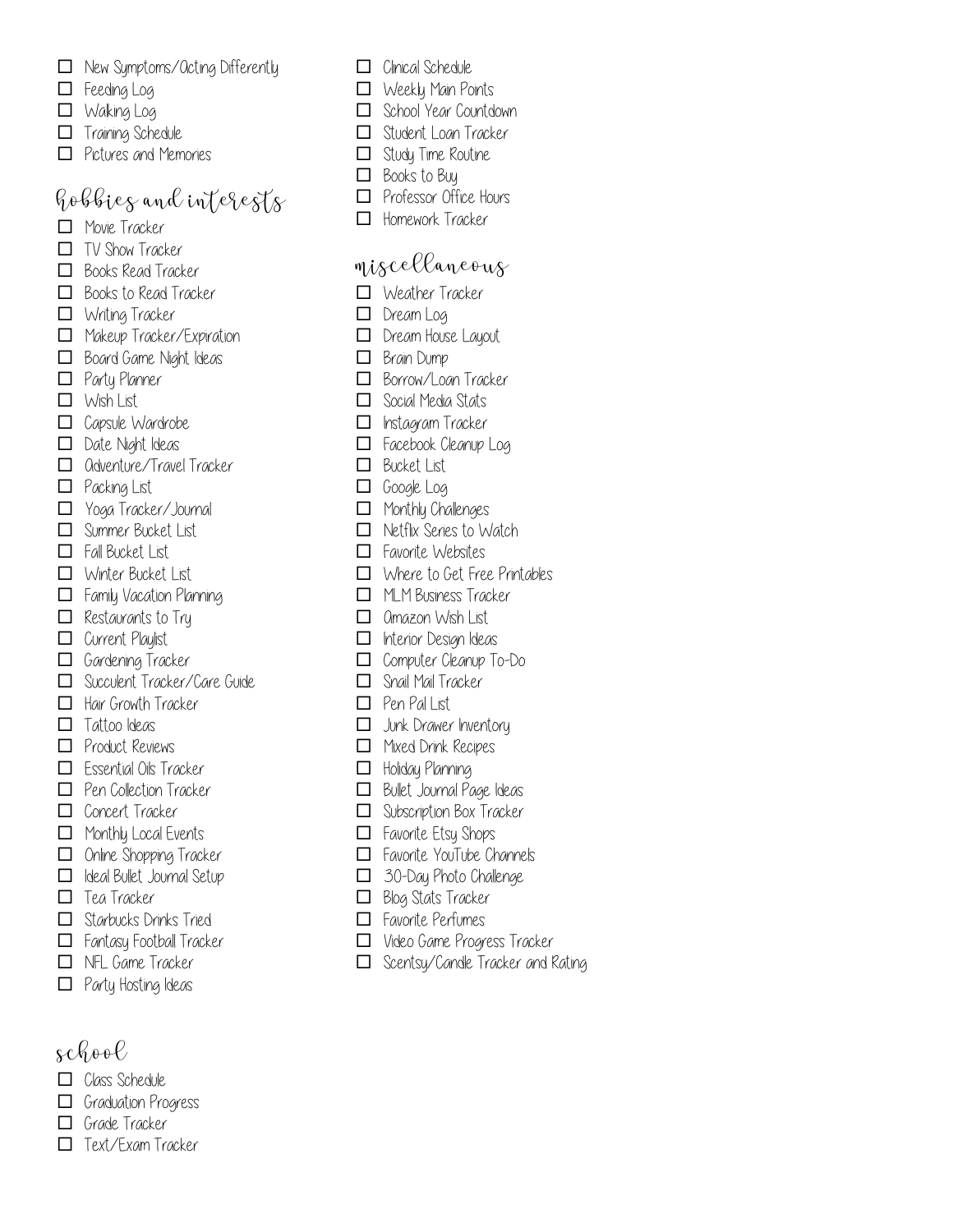- [ ] New Symptoms/Acting Differently
- [ ] Feeding Log
- [ ] Walking Log
- [ ] Training Schedule
- [ ] Pictures and Memories

## hobbies and interests

- [ ] Movie Tracker
- [ ] TV Show Tracker
- [ ] Books Read Tracker
- [ ] Books to Read Tracker
- [ ] Writing Tracker
- [ ] Makeup Tracker/Expiration
- [ ] Board Game Night Ideas
- [ ] Party Planner
- [ ] Wish List
- [ ] Capsule Wardrobe
- [ ] Date Night Ideas
- [ ] Adventure/Travel Tracker
- [ ] Packing List
- [ ] Yoga Tracker/Journal
- [ ] Summer Bucket List
- [ ] Fall Bucket List
- [ ] Winter Bucket List
- [ ] Family Vacation Planning
- [ ] Restaurants to Try
- [ ] Current Playlist
- [ ] Gardening Tracker
- [ ] Succulent Tracker/Care Guide
- [ ] Hair Growth Tracker
- [ ] Tattoo Ideas
- [ ] Product Reviews
- [ ] Essential Oils Tracker
- [ ] Pen Collection Tracker
- [ ] Concert Tracker
- [ ] Monthly Local Events
- [ ] Online Shopping Tracker
- [ ] Ideal Bullet Journal Setup
- [ ] Tea Tracker
- [ ] Starbucks Drinks Tried
- [ ] Fantasy Football Tracker
- [ ] NFL Game Tracker
- [ ] Party Hosting Ideas

## school

- [ ] Class Schedule
- [ ] Graduation Progress
- [ ] Grade Tracker
- [ ] Text/Exam Tracker
- [ ] Clinical Schedule
- [ ] Weekly Main Points
- [ ] School Year Countdown
- [ ] Student Loan Tracker
- [ ] Study Time Routine
- [ ] Books to Buy
- [ ] Professor Office Hours
- [ ] Homework Tracker

## miscellaneous

- [ ] Weather Tracker
- [ ] Dream Log
- [ ] Dream House Layout
- [ ] Brain Dump
- [ ] Borrow/Loan Tracker
- [ ] Social Media Stats
- [ ] Instagram Tracker
- [ ] Facebook Cleanup Log
- [ ] Bucket List
- [ ] Google Log
- [ ] Monthly Challenges
- [ ] Netflix Series to Watch
- [ ] Favorite Websites
- [ ] Where to Get Free Printables
- [ ] MLM Business Tracker
- [ ] Amazon Wish List
- [ ] Interior Design Ideas
- [ ] Computer Cleanup To-Do
- [ ] Snail Mail Tracker
- [ ] Pen Pal List
- [ ] Junk Drawer Inventory
- [ ] Mixed Drink Recipes
- [ ] Holiday Planning
- [ ] Bullet Journal Page Ideas
- [ ] Subscription Box Tracker
- [ ] Favorite Etsy Shops
- [ ] Favorite YouTube Channels
- [ ] 30-Day Photo Challenge
- [ ] Blog Stats Tracker
- [ ] Favorite Perfumes
- [ ] Video Game Progress Tracker
- [ ] Scentsy/Candle Tracker and Rating